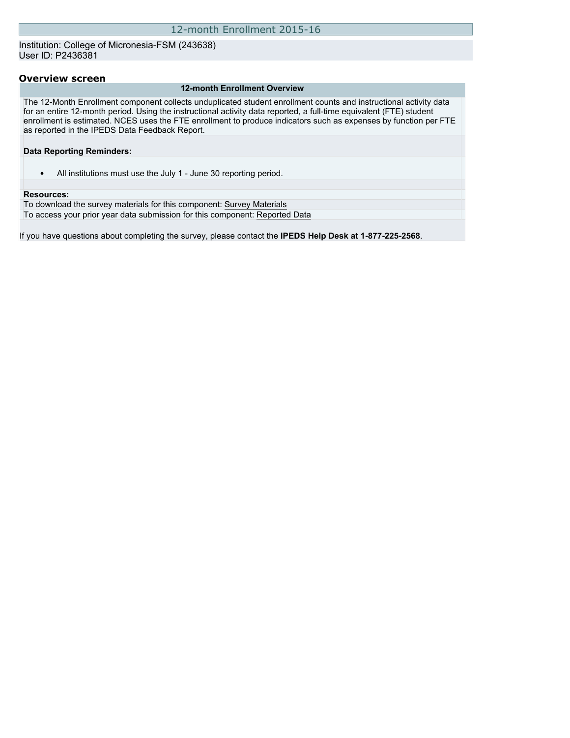# 12-month Enrollment 2015-16

Institution: College of Micronesia-FSM (243638)
User ID: P2436381

## Overview screen

### 12-month Enrollment Overview

The 12-Month Enrollment component collects unduplicated student enrollment counts and instructional activity data for an entire 12-month period. Using the instructional activity data reported, a full-time equivalent (FTE) student enrollment is estimated. NCES uses the FTE enrollment to produce indicators such as expenses by function per FTE as reported in the IPEDS Data Feedback Report.

**Data Reporting Reminders:**

- All institutions must use the July 1 - June 30 reporting period.

**Resources:**

To download the survey materials for this component: Survey Materials

To access your prior year data submission for this component: Reported Data

If you have questions about completing the survey, please contact the **IPEDS Help Desk at 1-877-225-2568**.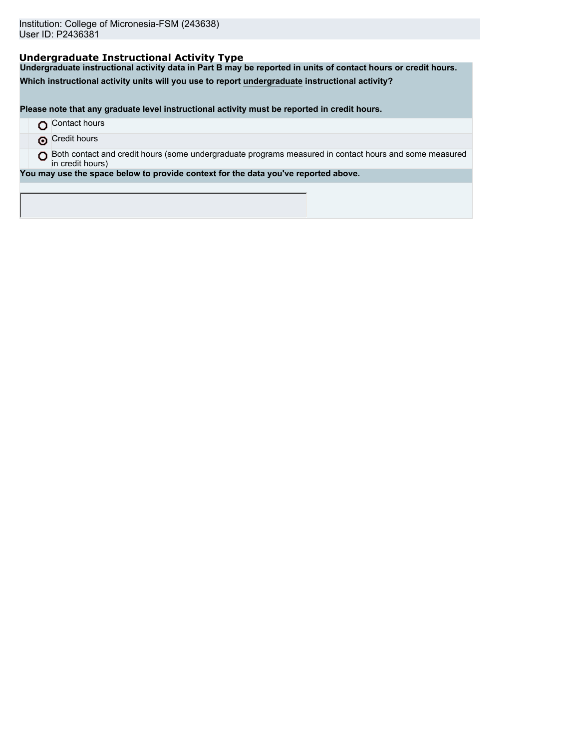Institution: College of Micronesia-FSM (243638)
User ID: P2436381

### Undergraduate Instructional Activity Type

**Undergraduate instructional activity data in Part B may be reported in units of contact hours or credit hours.**

**Which instructional activity units will you use to report undergraduate instructional activity?**

**Please note that any graduate level instructional activity must be reported in credit hours.**

- ○ Contact hours
- ◉ Credit hours
- ○ Both contact and credit hours (some undergraduate programs measured in contact hours and some measured in credit hours)

**You may use the space below to provide context for the data you've reported above.**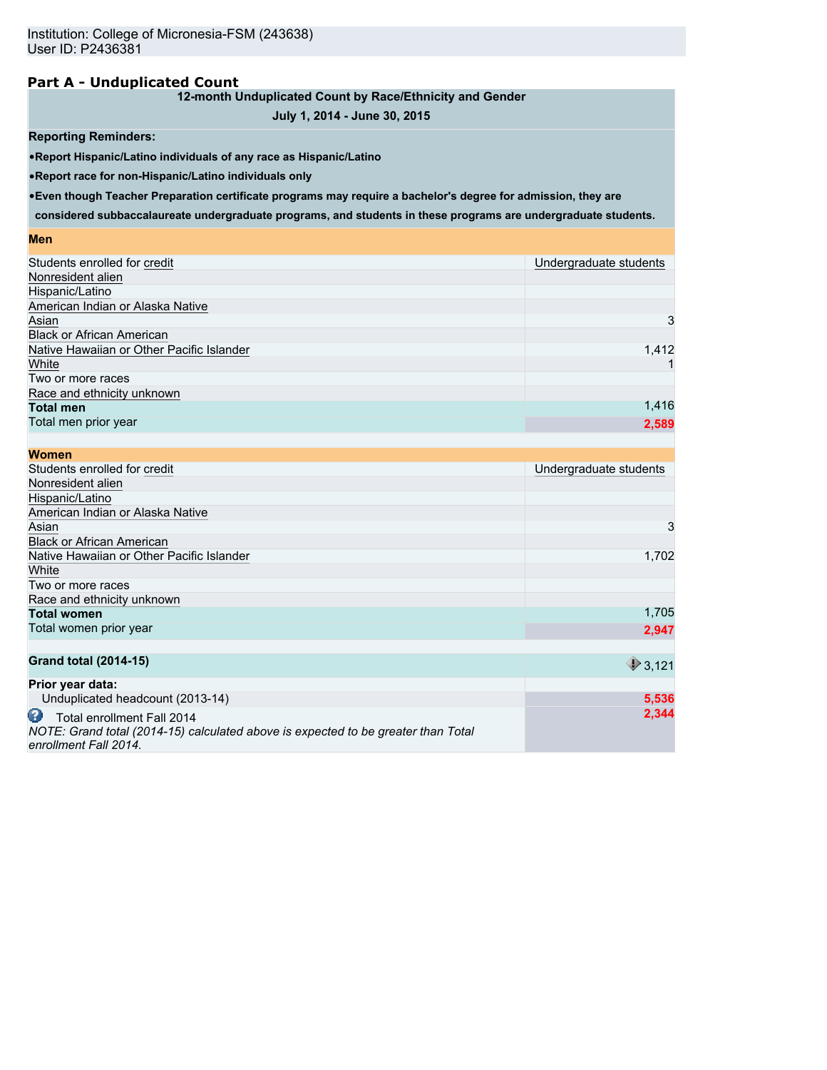Institution: College of Micronesia-FSM (243638)
User ID: P2436381

## Part A - Unduplicated Count

| 12-month Unduplicated Count by Race/Ethnicity and Gender | |
|---|---|
| **July 1, 2014 - June 30, 2015** | |
| **Reporting Reminders:** | |
| **•Report Hispanic/Latino individuals of any race as Hispanic/Latino** | |
| **•Report race for non-Hispanic/Latino individuals only** | |
| **•Even though Teacher Preparation certificate programs may require a bachelor's degree for admission, they are considered subbaccalaureate undergraduate programs, and students in these programs are undergraduate students.** | |
| **Men** | |
| Students enrolled for credit | Undergraduate students |
| Nonresident alien | |
| Hispanic/Latino | |
| American Indian or Alaska Native | |
| Asian | 3 |
| Black or African American | |
| Native Hawaiian or Other Pacific Islander | 1,412 |
| White | 1 |
| Two or more races | |
| Race and ethnicity unknown | |
| **Total men** | 1,416 |
| Total men prior year | 2,589 |
| **Women** | |
| Students enrolled for credit | Undergraduate students |
| Nonresident alien | |
| Hispanic/Latino | |
| American Indian or Alaska Native | |
| Asian | 3 |
| Black or African American | |
| Native Hawaiian or Other Pacific Islander | 1,702 |
| White | |
| Two or more races | |
| Race and ethnicity unknown | |
| **Total women** | 1,705 |
| Total women prior year | 2,947 |
| **Grand total (2014-15)** | 3,121 |
| **Prior year data:** | |
| Unduplicated headcount (2013-14) | 5,536 |
| Total enrollment Fall 2014<br>*NOTE: Grand total (2014-15) calculated above is expected to be greater than Total enrollment Fall 2014.* | 2,344 |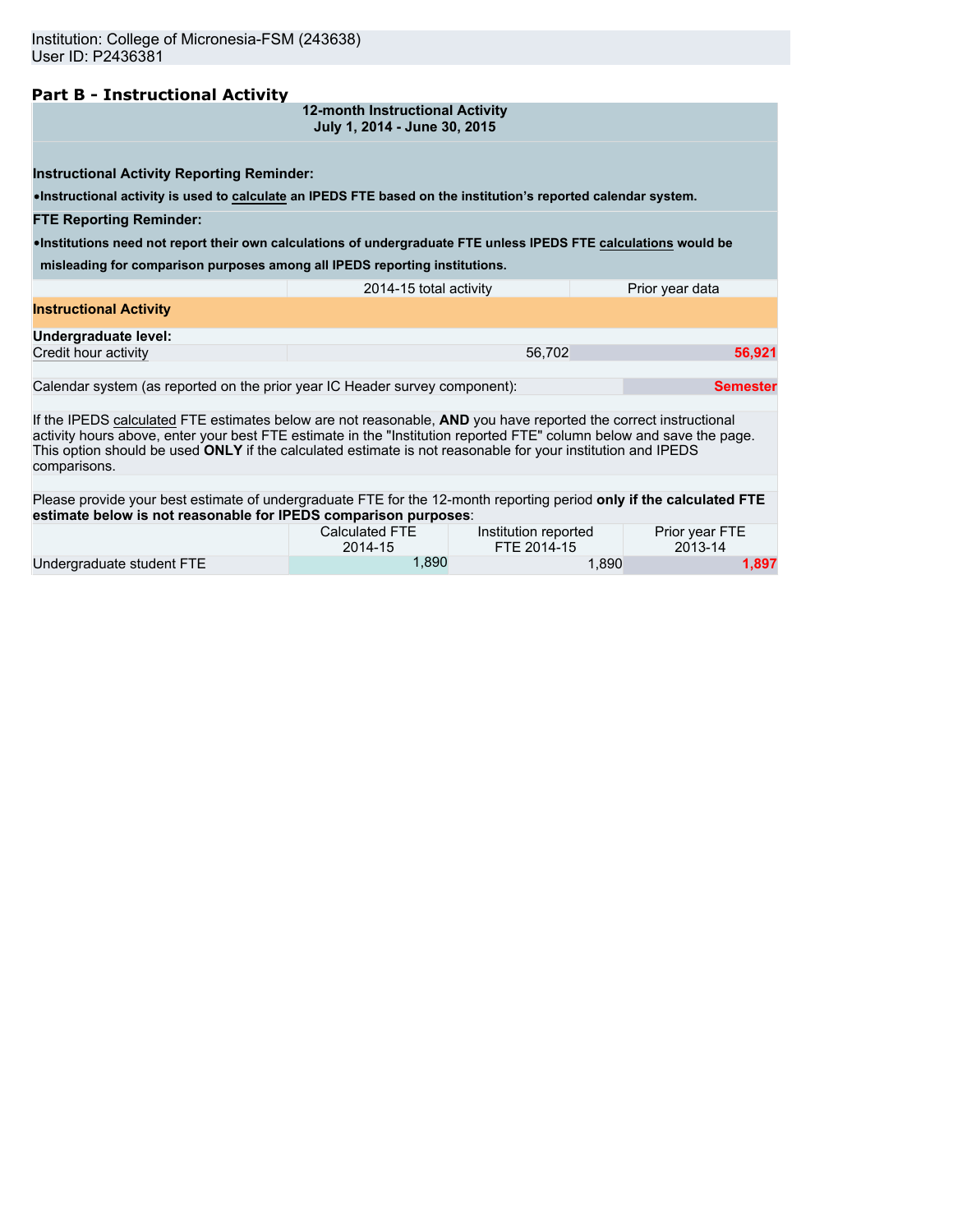Institution: College of Micronesia-FSM (243638)
User ID: P2436381

## Part B - Instructional Activity

**12-month Instructional Activity**
**July 1, 2014 - June 30, 2015**

**Instructional Activity Reporting Reminder:**

- **Instructional activity is used to calculate an IPEDS FTE based on the institution's reported calendar system.**

**FTE Reporting Reminder:**

- **Institutions need not report their own calculations of undergraduate FTE unless IPEDS FTE calculations would be misleading for comparison purposes among all IPEDS reporting institutions.**

| | 2014-15 total activity | Prior year data |
|---|---|---|
| **Instructional Activity** | | |
| **Undergraduate level:** | | |
| Credit hour activity | 56,702 | 56,921 |

| | |
|---|---|
| Calendar system (as reported on the prior year IC Header survey component): | Semester |

If the IPEDS calculated FTE estimates below are not reasonable, **AND** you have reported the correct instructional activity hours above, enter your best FTE estimate in the "Institution reported FTE" column below and save the page. This option should be used **ONLY** if the calculated estimate is not reasonable for your institution and IPEDS comparisons.

Please provide your best estimate of undergraduate FTE for the 12-month reporting period **only if the calculated FTE estimate below is not reasonable for IPEDS comparison purposes**:

| | Calculated FTE 2014-15 | Institution reported FTE 2014-15 | Prior year FTE 2013-14 |
|---|---|---|---|
| Undergraduate student FTE | 1,890 | 1,890 | 1,897 |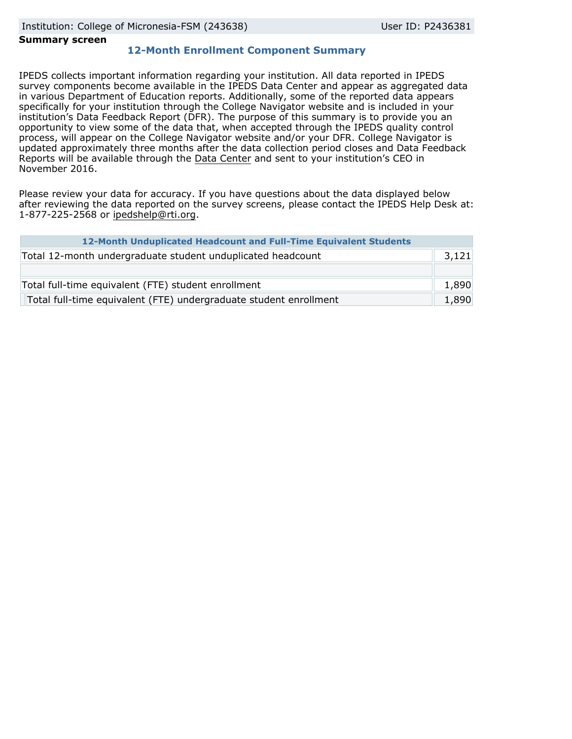Institution: College of Micronesia-FSM (243638) User ID: P2436381

**Summary screen**

## 12-Month Enrollment Component Summary

IPEDS collects important information regarding your institution. All data reported in IPEDS survey components become available in the IPEDS Data Center and appear as aggregated data in various Department of Education reports. Additionally, some of the reported data appears specifically for your institution through the College Navigator website and is included in your institution's Data Feedback Report (DFR). The purpose of this summary is to provide you an opportunity to view some of the data that, when accepted through the IPEDS quality control process, will appear on the College Navigator website and/or your DFR. College Navigator is updated approximately three months after the data collection period closes and Data Feedback Reports will be available through the Data Center and sent to your institution's CEO in November 2016.

Please review your data for accuracy. If you have questions about the data displayed below after reviewing the data reported on the survey screens, please contact the IPEDS Help Desk at: 1-877-225-2568 or ipedshelp@rti.org.

| 12-Month Unduplicated Headcount and Full-Time Equivalent Students | |
|---|---|
| Total 12-month undergraduate student unduplicated headcount | 3,121 |
| | |
| Total full-time equivalent (FTE) student enrollment | 1,890 |
| Total full-time equivalent (FTE) undergraduate student enrollment | 1,890 |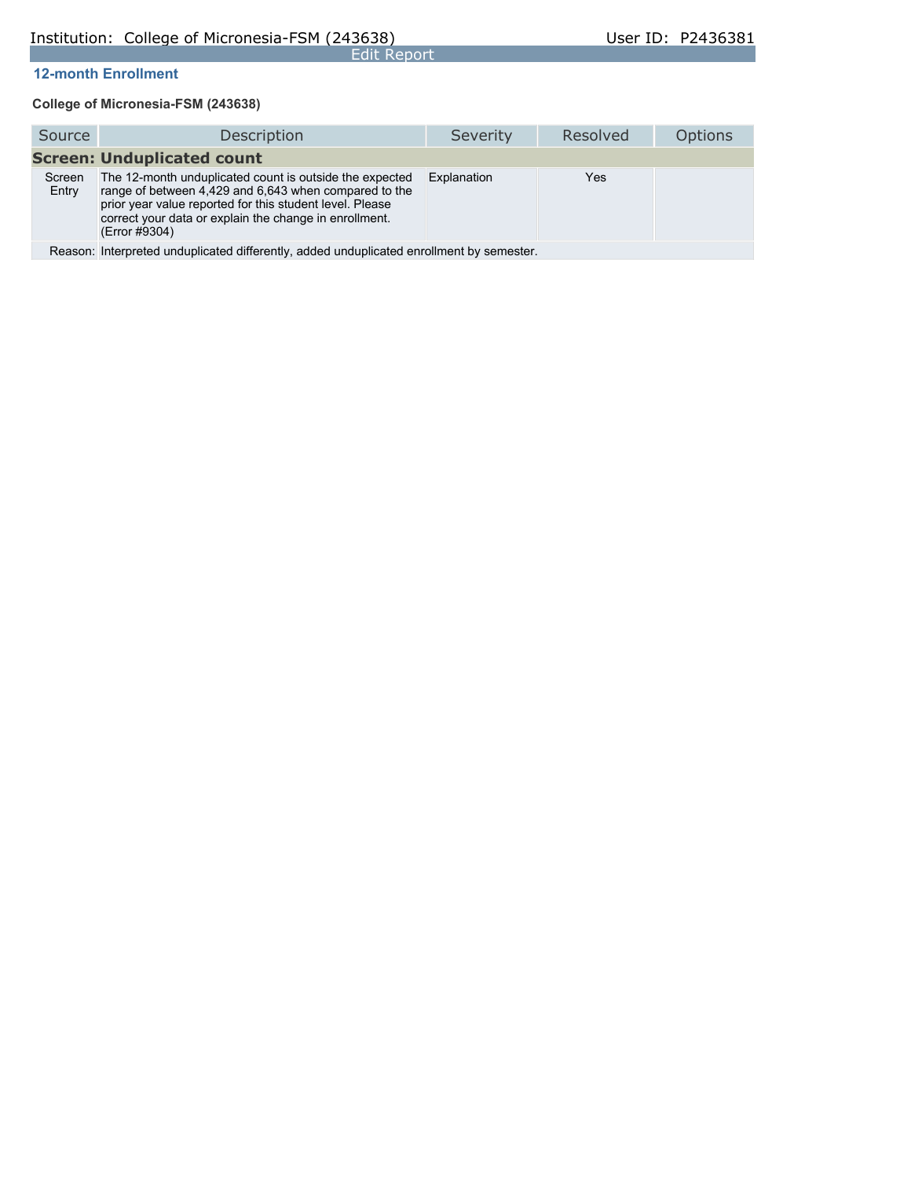Institution: College of Micronesia-FSM (243638) User ID: P2436381

Edit Report

## 12-month Enrollment

**College of Micronesia-FSM (243638)**

| Source | Description | Severity | Resolved | Options |
|---|---|---|---|---|
| **Screen: Unduplicated count** | | | | |
| Screen Entry | The 12-month unduplicated count is outside the expected range of between 4,429 and 6,643 when compared to the prior year value reported for this student level. Please correct your data or explain the change in enrollment. (Error #9304) | Explanation | Yes | |
| Reason: | Interpreted unduplicated differently, added unduplicated enrollment by semester. | | | |